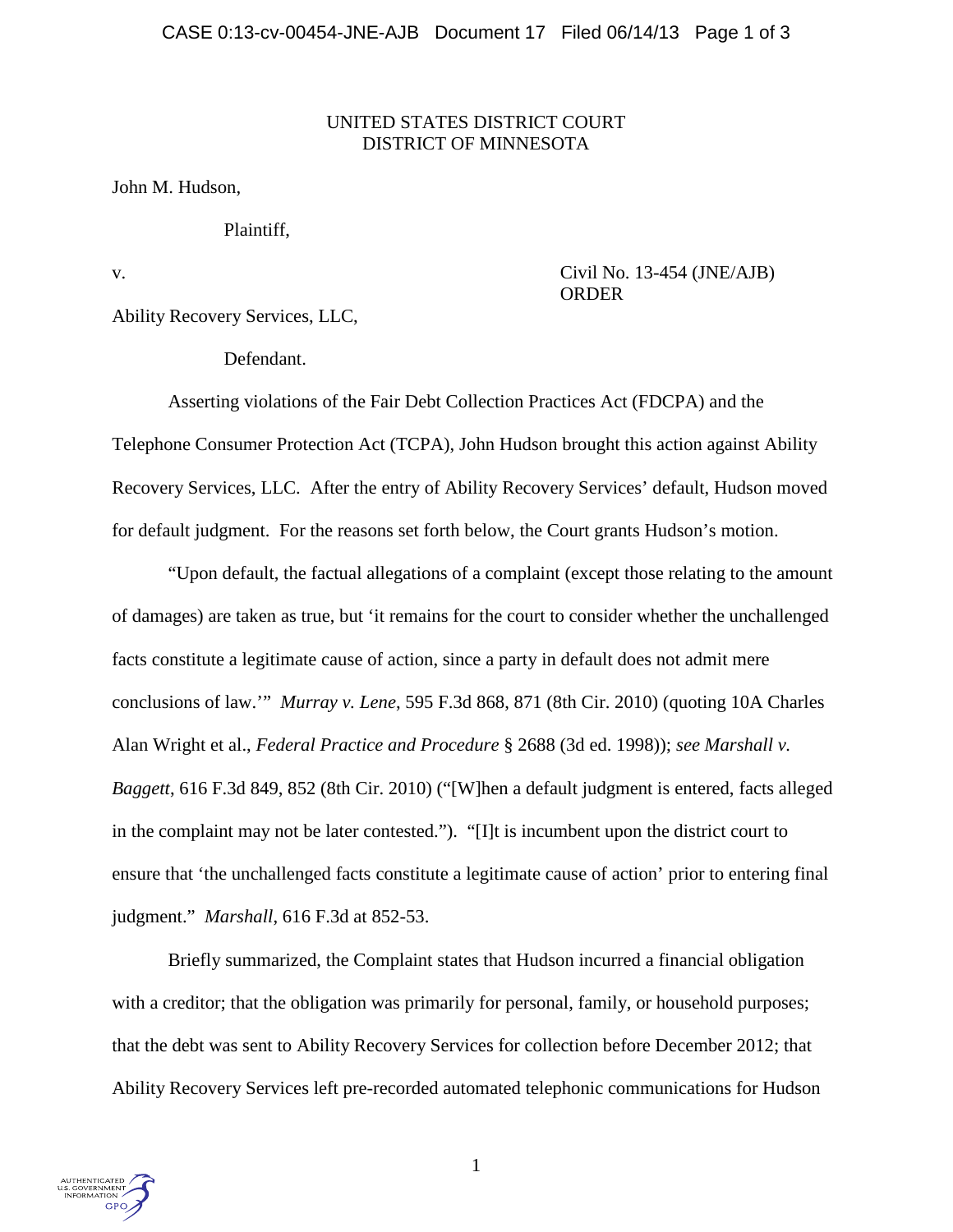UNITED STATES DISTRICT COURT
DISTRICT OF MINNESOTA

John M. Hudson,

Plaintiff,

v. Civil No. 13-454 (JNE/AJB)
ORDER

Ability Recovery Services, LLC,

Defendant.

Asserting violations of the Fair Debt Collection Practices Act (FDCPA) and the Telephone Consumer Protection Act (TCPA), John Hudson brought this action against Ability Recovery Services, LLC. After the entry of Ability Recovery Services' default, Hudson moved for default judgment. For the reasons set forth below, the Court grants Hudson's motion.

"Upon default, the factual allegations of a complaint (except those relating to the amount of damages) are taken as true, but 'it remains for the court to consider whether the unchallenged facts constitute a legitimate cause of action, since a party in default does not admit mere conclusions of law.'" *Murray v. Lene*, 595 F.3d 868, 871 (8th Cir. 2010) (quoting 10A Charles Alan Wright et al., *Federal Practice and Procedure* § 2688 (3d ed. 1998)); *see Marshall v. Baggett*, 616 F.3d 849, 852 (8th Cir. 2010) ("[W]hen a default judgment is entered, facts alleged in the complaint may not be later contested."). "[I]t is incumbent upon the district court to ensure that 'the unchallenged facts constitute a legitimate cause of action' prior to entering final judgment." *Marshall*, 616 F.3d at 852-53.

Briefly summarized, the Complaint states that Hudson incurred a financial obligation with a creditor; that the obligation was primarily for personal, family, or household purposes; that the debt was sent to Ability Recovery Services for collection before December 2012; that Ability Recovery Services left pre-recorded automated telephonic communications for Hudson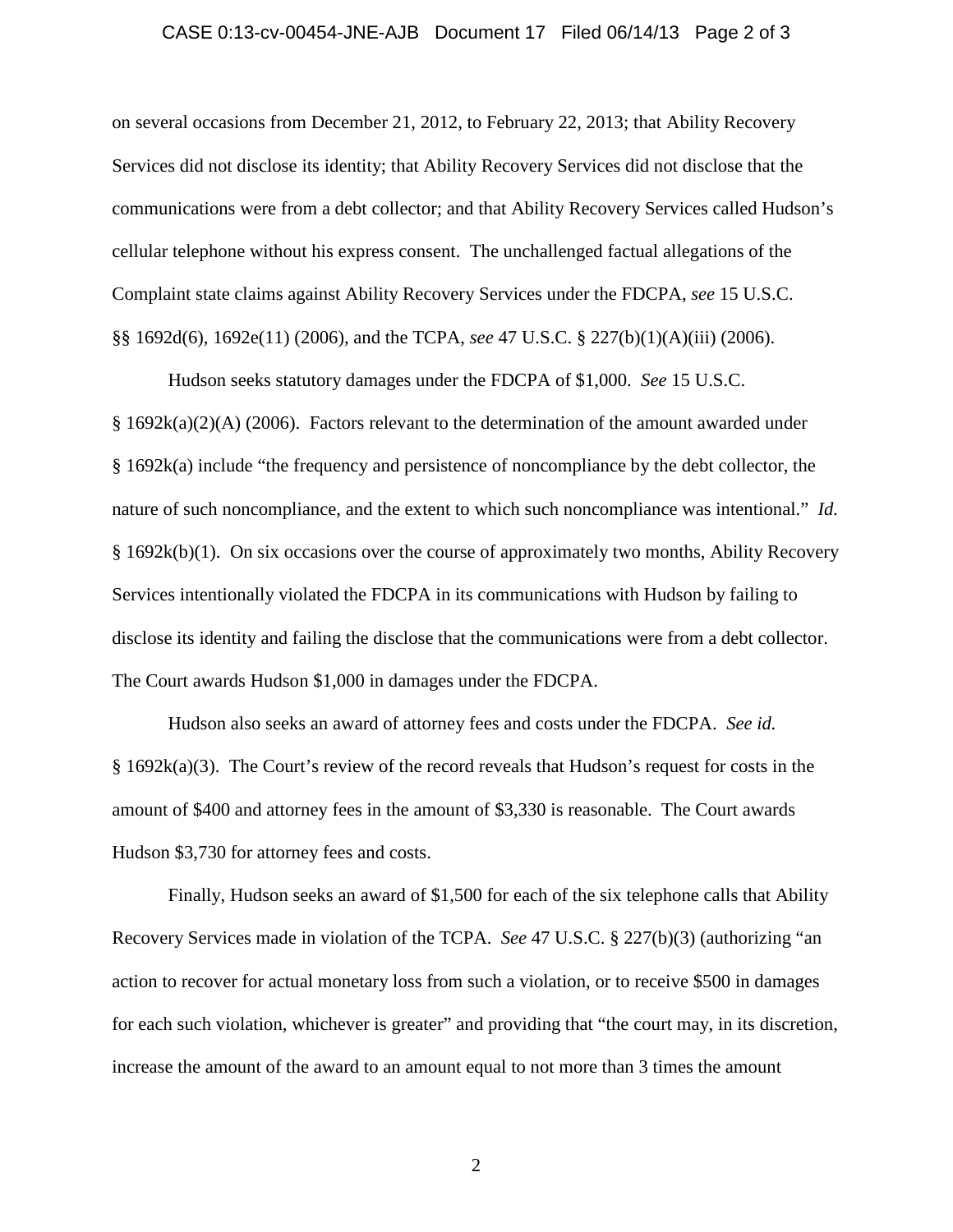on several occasions from December 21, 2012, to February 22, 2013; that Ability Recovery Services did not disclose its identity; that Ability Recovery Services did not disclose that the communications were from a debt collector; and that Ability Recovery Services called Hudson's cellular telephone without his express consent. The unchallenged factual allegations of the Complaint state claims against Ability Recovery Services under the FDCPA, *see* 15 U.S.C. §§ 1692d(6), 1692e(11) (2006), and the TCPA, *see* 47 U.S.C. § 227(b)(1)(A)(iii) (2006).

Hudson seeks statutory damages under the FDCPA of $1,000. *See* 15 U.S.C. § 1692k(a)(2)(A) (2006). Factors relevant to the determination of the amount awarded under § 1692k(a) include "the frequency and persistence of noncompliance by the debt collector, the nature of such noncompliance, and the extent to which such noncompliance was intentional." *Id.* § 1692k(b)(1). On six occasions over the course of approximately two months, Ability Recovery Services intentionally violated the FDCPA in its communications with Hudson by failing to disclose its identity and failing the disclose that the communications were from a debt collector. The Court awards Hudson $1,000 in damages under the FDCPA.

Hudson also seeks an award of attorney fees and costs under the FDCPA. *See id.* § 1692k(a)(3). The Court's review of the record reveals that Hudson's request for costs in the amount of $400 and attorney fees in the amount of $3,330 is reasonable. The Court awards Hudson $3,730 for attorney fees and costs.

Finally, Hudson seeks an award of $1,500 for each of the six telephone calls that Ability Recovery Services made in violation of the TCPA. *See* 47 U.S.C. § 227(b)(3) (authorizing "an action to recover for actual monetary loss from such a violation, or to receive $500 in damages for each such violation, whichever is greater" and providing that "the court may, in its discretion, increase the amount of the award to an amount equal to not more than 3 times the amount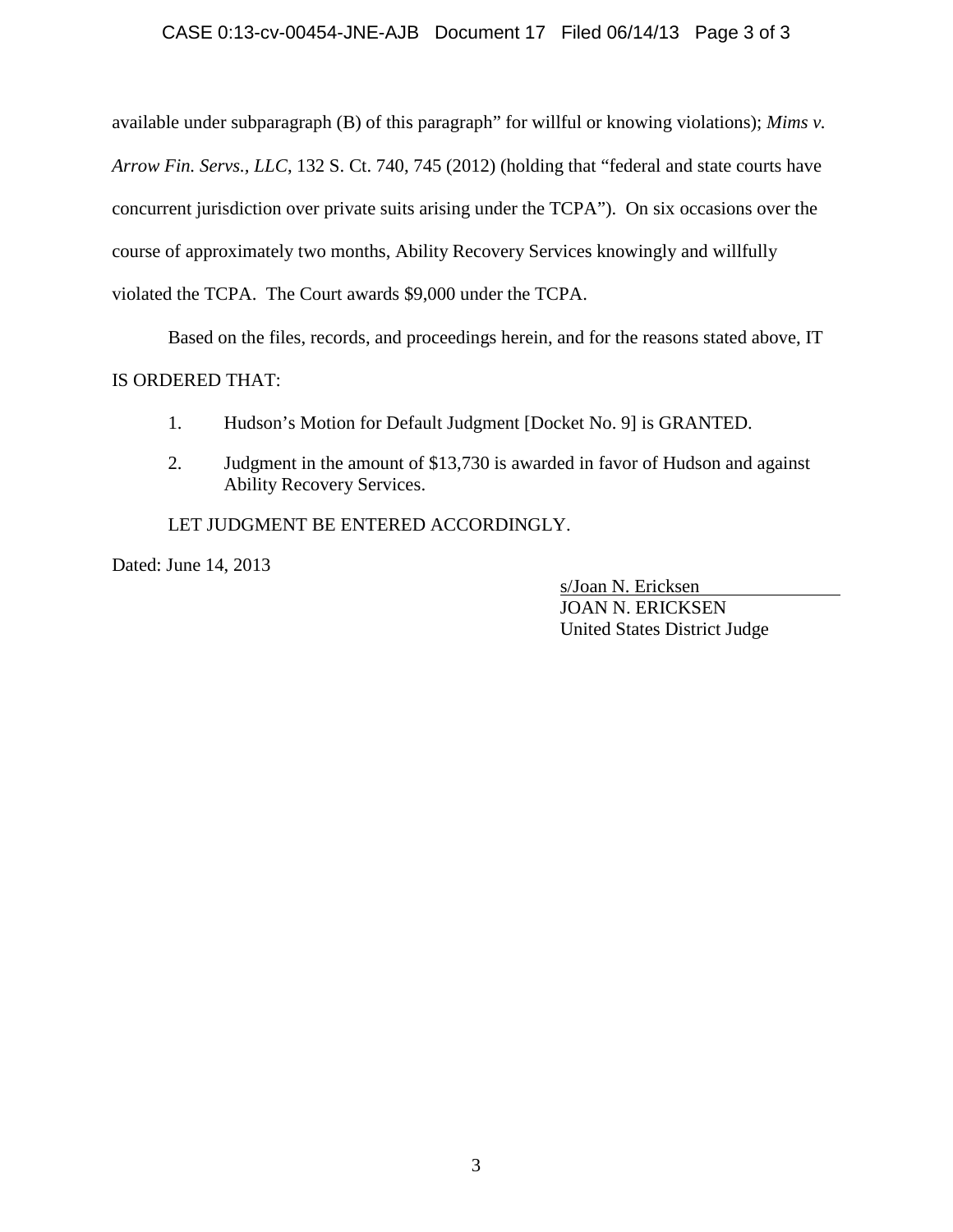available under subparagraph (B) of this paragraph" for willful or knowing violations); *Mims v. Arrow Fin. Servs., LLC*, 132 S. Ct. 740, 745 (2012) (holding that "federal and state courts have concurrent jurisdiction over private suits arising under the TCPA"). On six occasions over the course of approximately two months, Ability Recovery Services knowingly and willfully violated the TCPA. The Court awards $9,000 under the TCPA.

Based on the files, records, and proceedings herein, and for the reasons stated above, IT IS ORDERED THAT:

1. Hudson's Motion for Default Judgment [Docket No. 9] is GRANTED.

2. Judgment in the amount of $13,730 is awarded in favor of Hudson and against Ability Recovery Services.

LET JUDGMENT BE ENTERED ACCORDINGLY.

Dated: June 14, 2013

s/Joan N. Ericksen
JOAN N. ERICKSEN
United States District Judge